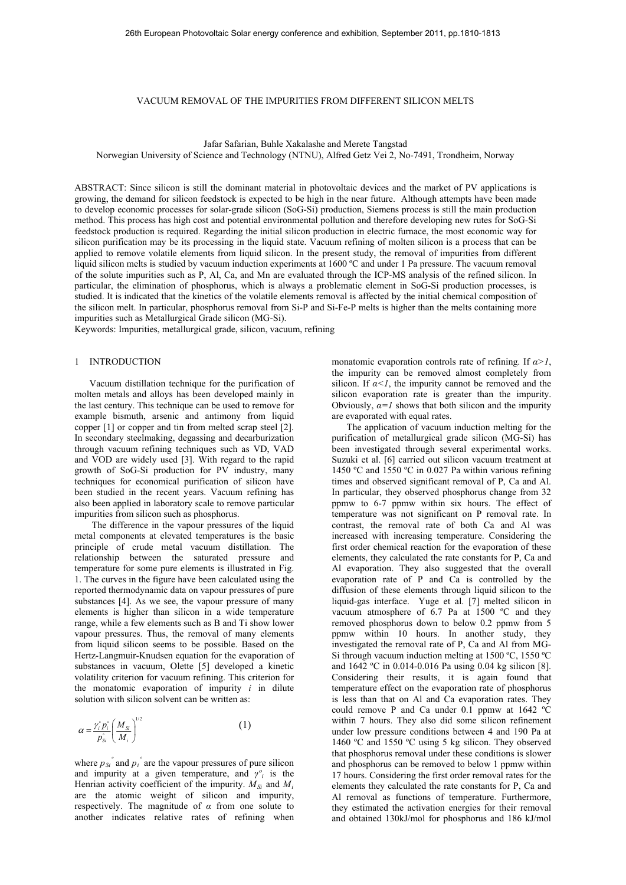# VACUUM REMOVAL OF THE IMPURITIES FROM DIFFERENT SILICON MELTS

Jafar Safarian, Buhle Xakalashe and Merete Tangstad
Norwegian University of Science and Technology (NTNU), Alfred Getz Vei 2, No-7491, Trondheim, Norway

ABSTRACT: Since silicon is still the dominant material in photovoltaic devices and the market of PV applications is growing, the demand for silicon feedstock is expected to be high in the near future. Although attempts have been made to develop economic processes for solar-grade silicon (SoG-Si) production, Siemens process is still the main production method. This process has high cost and potential environmental pollution and therefore developing new rutes for SoG-Si feedstock production is required. Regarding the initial silicon production in electric furnace, the most economic way for silicon purification may be its processing in the liquid state. Vacuum refining of molten silicon is a process that can be applied to remove volatile elements from liquid silicon. In the present study, the removal of impurities from different liquid silicon melts is studied by vacuum induction experiments at 1600 ºC and under 1 Pa pressure. The vacuum removal of the solute impurities such as P, Al, Ca, and Mn are evaluated through the ICP-MS analysis of the refined silicon. In particular, the elimination of phosphorus, which is always a problematic element in SoG-Si production processes, is studied. It is indicated that the kinetics of the volatile elements removal is affected by the initial chemical composition of the silicon melt. In particular, phosphorus removal from Si-P and Si-Fe-P melts is higher than the melts containing more impurities such as Metallurgical Grade silicon (MG-Si).
Keywords: Impurities, metallurgical grade, silicon, vacuum, refining

## 1 INTRODUCTION

Vacuum distillation technique for the purification of molten metals and alloys has been developed mainly in the last century. This technique can be used to remove for example bismuth, arsenic and antimony from liquid copper [1] or copper and tin from melted scrap steel [2]. In secondary steelmaking, degassing and decarburization through vacuum refining techniques such as VD, VAD and VOD are widely used [3]. With regard to the rapid growth of SoG-Si production for PV industry, many techniques for economical purification of silicon have been studied in the recent years. Vacuum refining has also been applied in laboratory scale to remove particular impurities from silicon such as phosphorus.

The difference in the vapour pressures of the liquid metal components at elevated temperatures is the basic principle of crude metal vacuum distillation. The relationship between the saturated pressure and temperature for some pure elements is illustrated in Fig. 1. The curves in the figure have been calculated using the reported thermodynamic data on vapour pressures of pure substances [4]. As we see, the vapour pressure of many elements is higher than silicon in a wide temperature range, while a few elements such as B and Ti show lower vapour pressures. Thus, the removal of many elements from liquid silicon seems to be possible. Based on the Hertz-Langmuir-Knudsen equation for the evaporation of substances in vacuum, Olette [5] developed a kinetic volatility criterion for vacuum refining. This criterion for the monatomic evaporation of impurity $i$ in dilute solution with silicon solvent can be written as:

$$\alpha = \frac{\gamma_i^{\circ} p_i^{\circ}}{p_{Si}^{\circ}} \left( \frac{M_{Si}}{M_i} \right)^{1/2} \qquad (1)$$

where $p_{Si}^{\circ}$ and $p_i^{\circ}$ are the vapour pressures of pure silicon and impurity at a given temperature, and $\gamma_i^{o}$ is the Henrian activity coefficient of the impurity. $M_{Si}$ and $M_i$ are the atomic weight of silicon and impurity, respectively. The magnitude of $\alpha$ from one solute to another indicates relative rates of refining when monatomic evaporation controls rate of refining. If $\alpha>1$, the impurity can be removed almost completely from silicon. If $\alpha<1$, the impurity cannot be removed and the silicon evaporation rate is greater than the impurity. Obviously, $\alpha=1$ shows that both silicon and the impurity are evaporated with equal rates.

The application of vacuum induction melting for the purification of metallurgical grade silicon (MG-Si) has been investigated through several experimental works. Suzuki et al. [6] carried out silicon vacuum treatment at 1450 ºC and 1550 ºC in 0.027 Pa within various refining times and observed significant removal of P, Ca and Al. In particular, they observed phosphorus change from 32 ppmw to 6-7 ppmw within six hours. The effect of temperature was not significant on P removal rate. In contrast, the removal rate of both Ca and Al was increased with increasing temperature. Considering the first order chemical reaction for the evaporation of these elements, they calculated the rate constants for P, Ca and Al evaporation. They also suggested that the overall evaporation rate of P and Ca is controlled by the diffusion of these elements through liquid silicon to the liquid-gas interface. Yuge et al. [7] melted silicon in vacuum atmosphere of 6.7 Pa at 1500 ºC and they removed phosphorus down to below 0.2 ppmw from 5 ppmw within 10 hours. In another study, they investigated the removal rate of P, Ca and Al from MG-Si through vacuum induction melting at 1500 ºC, 1550 ºC and 1642 ºC in 0.014-0.016 Pa using 0.04 kg silicon [8]. Considering their results, it is again found that temperature effect on the evaporation rate of phosphorus is less than that on Al and Ca evaporation rates. They could remove P and Ca under 0.1 ppmw at 1642 ºC within 7 hours. They also did some silicon refinement under low pressure conditions between 4 and 190 Pa at 1460 ºC and 1550 ºC using 5 kg silicon. They observed that phosphorus removal under these conditions is slower and phosphorus can be removed to below 1 ppmw within 17 hours. Considering the first order removal rates for the elements they calculated the rate constants for P, Ca and Al removal as functions of temperature. Furthermore, they estimated the activation energies for their removal and obtained 130kJ/mol for phosphorus and 186 kJ/mol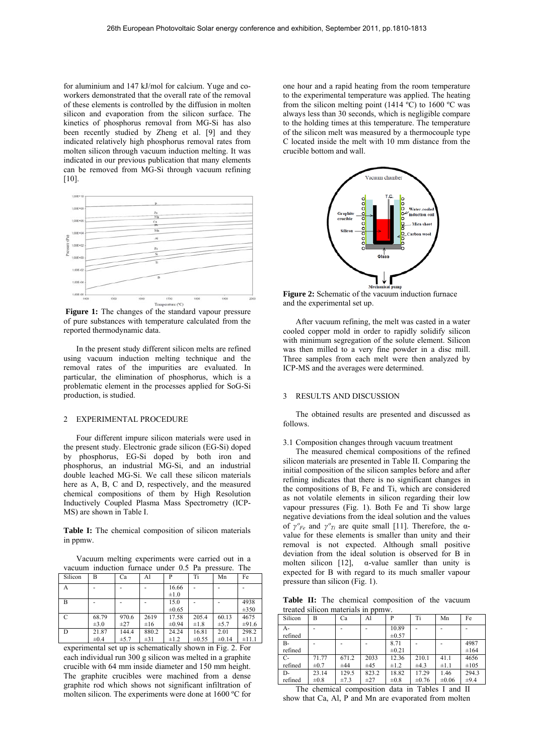for aluminium and 147 kJ/mol for calcium. Yuge and co-workers demonstrated that the overall rate of the removal of these elements is controlled by the diffusion in molten silicon and evaporation from the silicon surface. The kinetics of phosphorus removal from MG-Si has also been recently studied by Zheng et al. [9] and they indicated relatively high phosphorus removal rates from molten silicon through vacuum induction melting. It was indicated in our previous publication that many elements can be removed from MG-Si through vacuum refining [10].

**Figure 1:** The changes of the standard vapour pressure of pure substances with temperature calculated from the reported thermodynamic data.

In the present study different silicon melts are refined using vacuum induction melting technique and the removal rates of the impurities are evaluated. In particular, the elimination of phosphorus, which is a problematic element in the processes applied for SoG-Si production, is studied.

## 2 EXPERIMENTAL PROCEDURE

Four different impure silicon materials were used in the present study. Electronic grade silicon (EG-Si) doped by phosphorus, EG-Si doped by both iron and phosphorus, an industrial MG-Si, and an industrial double leached MG-Si. We call these silicon materials here as A, B, C and D, respectively, and the measured chemical compositions of them by High Resolution Inductively Coupled Plasma Mass Spectrometry (ICP-MS) are shown in Table I.

**Table I:** The chemical composition of silicon materials in ppmw.

| Silicon | B | Ca | Al | P | Ti | Mn | Fe |
|---|---|---|---|---|---|---|---|
| A | - | - | - | 16.66 ±1.0 | - | - | - |
| B | - | - | - | 15.0 ±0.65 | - | - | 4938 ±350 |
| C | 68.79 ±3.0 | 970.6 ±27 | 2619 ±16 | 17.58 ±0.94 | 205.4 ±1.8 | 60.13 ±5.7 | 4675 ±91.6 |
| D | 21.87 ±0.4 | 144.4 ±5.7 | 880.2 ±31 | 24.24 ±1.2 | 16.81 ±0.55 | 2.01 ±0.14 | 298.2 ±11.1 |

Vacuum melting experiments were carried out in a vacuum induction furnace under 0.5 Pa pressure. The experimental set up is schematically shown in Fig. 2. For each individual run 300 g silicon was melted in a graphite crucible with 64 mm inside diameter and 150 mm height. The graphite crucibles were machined from a dense graphite rod which shows not significant infiltration of molten silicon. The experiments were done at 1600 ºC for one hour and a rapid heating from the room temperature to the experimental temperature was applied. The heating from the silicon melting point (1414 ºC) to 1600 ºC was always less than 30 seconds, which is negligible compare to the holding times at this temperature. The temperature of the silicon melt was measured by a thermocouple type C located inside the melt with 10 mm distance from the crucible bottom and wall.

**Figure 2:** Schematic of the vacuum induction furnace and the experimental set up.

After vacuum refining, the melt was casted in a water cooled copper mold in order to rapidly solidify silicon with minimum segregation of the solute element. Silicon was then milled to a very fine powder in a disc mill. Three samples from each melt were then analyzed by ICP-MS and the averages were determined.

## 3 RESULTS AND DISCUSSION

The obtained results are presented and discussed as follows.

### 3.1 Composition changes through vacuum treatment

The measured chemical compositions of the refined silicon materials are presented in Table II. Comparing the initial composition of the silicon samples before and after refining indicates that there is no significant changes in the compositions of B, Fe and Ti, which are considered as not volatile elements in silicon regarding their low vapour pressures (Fig. 1). Both Fe and Ti show large negative deviations from the ideal solution and the values of $\gamma^{o}_{Fe}$ and $\gamma^{o}_{Ti}$ are quite small [11]. Therefore, the α-value for these elements is smaller than unity and their removal is not expected. Although small positive deviation from the ideal solution is observed for B in molten silicon [12], α-value samller than unity is expected for B with regard to its much smaller vapour pressure than silicon (Fig. 1).

**Table II:** The chemical composition of the vacuum treated silicon materials in ppmw.

| Silicon | B | Ca | Al | P | Ti | Mn | Fe |
|---|---|---|---|---|---|---|---|
| A-refined | - | - | - | 10.89 ±0.57 | - | - | - |
| B-refined | - | - | - | 8.71 ±0.21 | - | - | 4987 ±164 |
| C-refined | 71.77 ±0.7 | 671.2 ±44 | 2033 ±45 | 12.36 ±1.2 | 210.1 ±4.3 | 41.1 ±1.1 | 4656 ±105 |
| D-refined | 23.14 ±0.8 | 129.5 ±7.3 | 823.2 ±27 | 18.82 ±0.8 | 17.29 ±0.76 | 1.46 ±0.06 | 294.3 ±9.4 |

The chemical composition data in Tables I and II show that Ca, Al, P and Mn are evaporated from molten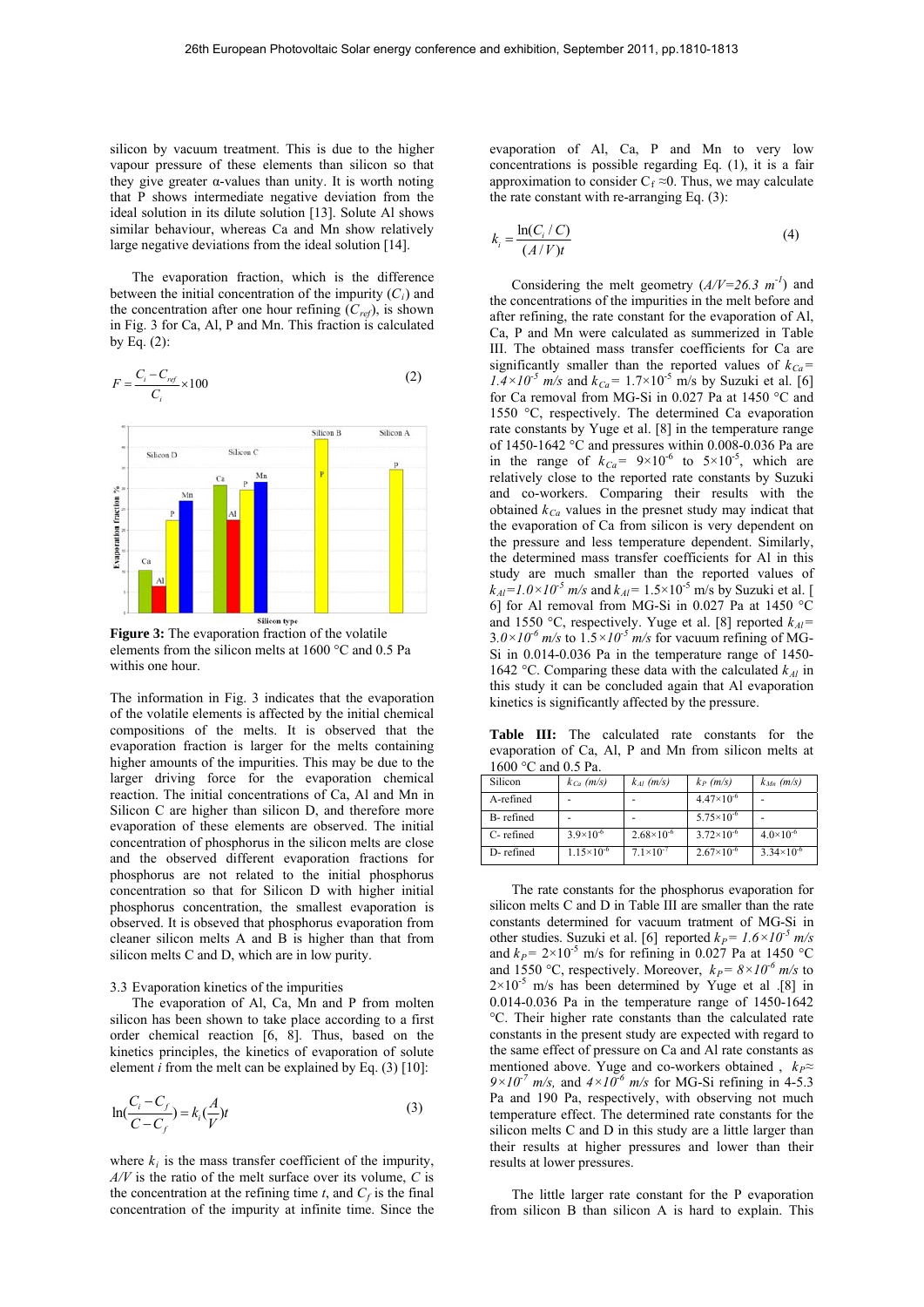silicon by vacuum treatment. This is due to the higher vapour pressure of these elements than silicon so that they give greater α-values than unity. It is worth noting that P shows intermediate negative deviation from the ideal solution in its dilute solution [13]. Solute Al shows similar behaviour, whereas Ca and Mn show relatively large negative deviations from the ideal solution [14].

The evaporation fraction, which is the difference between the initial concentration of the impurity ($C_i$) and the concentration after one hour refining ($C_{ref}$), is shown in Fig. 3 for Ca, Al, P and Mn. This fraction is calculated by Eq. (2):

$$F = \frac{C_i - C_{ref}}{C_i} \times 100 \tag{2}$$

**Figure 3:** The evaporation fraction of the volatile elements from the silicon melts at 1600 °C and 0.5 Pa withis one hour.

The information in Fig. 3 indicates that the evaporation of the volatile elements is affected by the initial chemical compositions of the melts. It is observed that the evaporation fraction is larger for the melts containing higher amounts of the impurities. This may be due to the larger driving force for the evaporation chemical reaction. The initial concentrations of Ca, Al and Mn in Silicon C are higher than silicon D, and therefore more evaporation of these elements are observed. The initial concentration of phosphorus in the silicon melts are close and the observed different evaporation fractions for phosphorus are not related to the initial phosphorus concentration so that for Silicon D with higher initial phosphorus concentration, the smallest evaporation is observed. It is obseved that phosphorus evaporation from cleaner silicon melts A and B is higher than that from silicon melts C and D, which are in low purity.

3.3 Evaporation kinetics of the impurities

The evaporation of Al, Ca, Mn and P from molten silicon has been shown to take place according to a first order chemical reaction [6, 8]. Thus, based on the kinetics principles, the kinetics of evaporation of solute element $i$ from the melt can be explained by Eq. (3) [10]:

$$\ln\left(\frac{C_i - C_f}{C - C_f}\right) = k_i\left(\frac{A}{V}\right)t \tag{3}$$

where $k_i$ is the mass transfer coefficient of the impurity, $A/V$ is the ratio of the melt surface over its volume, $C$ is the concentration at the refining time $t$, and $C_f$ is the final concentration of the impurity at infinite time. Since the evaporation of Al, Ca, P and Mn to very low concentrations is possible regarding Eq. (1), it is a fair approximation to consider $C_f \approx 0$. Thus, we may calculate the rate constant with re-arranging Eq. (3):

$$k_i = \frac{\ln(C_i / C)}{(A/V)t} \tag{4}$$

Considering the melt geometry ($A/V=26.3\ m^{-1}$) and the concentrations of the impurities in the melt before and after refining, the rate constant for the evaporation of Al, Ca, P and Mn were calculated as summerized in Table III. The obtained mass transfer coefficients for Ca are significantly smaller than the reported values of $k_{Ca}=1.4\times10^{-5}$ m/s and $k_{Ca}= 1.7\times10^{-5}$ m/s by Suzuki et al. [6] for Ca removal from MG-Si in 0.027 Pa at 1450 °C and 1550 °C, respectively. The determined Ca evaporation rate constants by Yuge et al. [8] in the temperature range of 1450-1642 °C and pressures within 0.008-0.036 Pa are in the range of $k_{Ca}= 9\times10^{-6}$ to $5\times10^{-5}$, which are relatively close to the reported rate constants by Suzuki and co-workers. Comparing their results with the obtained $k_{Ca}$ values in the presnet study may indicat that the evaporation of Ca from silicon is very dependent on the pressure and less temperature dependent. Similarly, the determined mass transfer coefficients for Al in this study are much smaller than the reported values of $k_{Al}=1.0\times10^{-5}$ m/s and $k_{Al}= 1.5\times10^{-5}$ m/s by Suzuki et al. [ 6] for Al removal from MG-Si in 0.027 Pa at 1450 °C and 1550 °C, respectively. Yuge et al. [8] reported $k_{Al}= 3.0\times10^{-6}$ m/s to $1.5\times10^{-5}$ m/s for vacuum refining of MG-Si in 0.014-0.036 Pa in the temperature range of 1450-1642 °C. Comparing these data with the calculated $k_{Al}$ in this study it can be concluded again that Al evaporation kinetics is significantly affected by the pressure.

**Table III:** The calculated rate constants for the evaporation of Ca, Al, P and Mn from silicon melts at 1600 °C and 0.5 Pa.

| Silicon | $k_{Ca}$ (m/s) | $k_{Al}$ (m/s) | $k_P$ (m/s) | $k_{Mn}$ (m/s) |
|---|---|---|---|---|
| A-refined | - | - | $4.47\times10^{-6}$ | - |
| B- refined | - | - | $5.75\times10^{-6}$ | - |
| C- refined | $3.9\times10^{-6}$ | $2.68\times10^{-6}$ | $3.72\times10^{-6}$ | $4.0\times10^{-6}$ |
| D- refined | $1.15\times10^{-6}$ | $7.1\times10^{-7}$ | $2.67\times10^{-6}$ | $3.34\times10^{-6}$ |

The rate constants for the phosphorus evaporation for silicon melts C and D in Table III are smaller than the rate constants determined for vacuum tratment of MG-Si in other studies. Suzuki et al. [6] reported $k_P= 1.6\times10^{-5}$ m/s and $k_P= 2\times10^{-5}$ m/s for refining in 0.027 Pa at 1450 °C and 1550 °C, respectively. Moreover, $k_P= 8\times10^{-6}$ m/s to $2\times10^{-5}$ m/s has been determined by Yuge et al .[8] in 0.014-0.036 Pa in the temperature range of 1450-1642 °C. Their higher rate constants than the calculated rate constants in the present study are expected with regard to the same effect of pressure on Ca and Al rate constants as mentioned above. Yuge and co-workers obtained , $k_P\approx 9\times10^{-7}$ m/s, and $4\times10^{-6}$ m/s for MG-Si refining in 4-5.3 Pa and 190 Pa, respectively, with observing not much temperature effect. The determined rate constants for the silicon melts C and D in this study are a little larger than their results at higher pressures and lower than their results at lower pressures.

The little larger rate constant for the P evaporation from silicon B than silicon A is hard to explain. This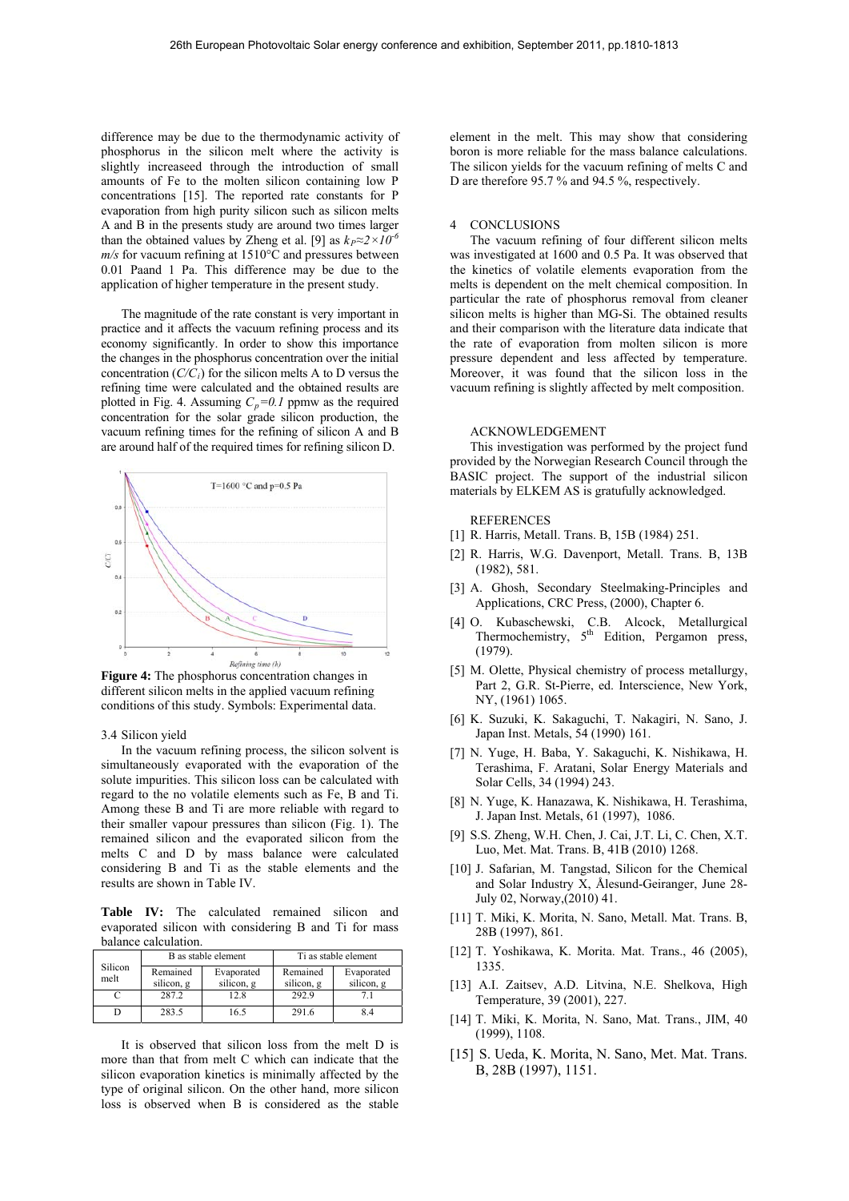difference may be due to the thermodynamic activity of phosphorus in the silicon melt where the activity is slightly increaseed through the introduction of small amounts of Fe to the molten silicon containing low P concentrations [15]. The reported rate constants for P evaporation from high purity silicon such as silicon melts A and B in the presents study are around two times larger than the obtained values by Zheng et al. [9] as $k_P \approx 2\times10^{-6}$ *m/s* for vacuum refining at 1510°C and pressures between 0.01 Paand 1 Pa. This difference may be due to the application of higher temperature in the present study.

The magnitude of the rate constant is very important in practice and it affects the vacuum refining process and its economy significantly. In order to show this importance the changes in the phosphorus concentration over the initial concentration ($C/C_i$) for the silicon melts A to D versus the refining time were calculated and the obtained results are plotted in Fig. 4. Assuming $C_p=0.1$ ppmw as the required concentration for the solar grade silicon production, the vacuum refining times for the refining of silicon A and B are around half of the required times for refining silicon D.

T=1600 °C and p=0.5 Pa

C/Ci

Refining time (h)

B A C D

**Figure 4:** The phosphorus concentration changes in different silicon melts in the applied vacuum refining conditions of this study. Symbols: Experimental data.

### 3.4 Silicon yield

In the vacuum refining process, the silicon solvent is simultaneously evaporated with the evaporation of the solute impurities. This silicon loss can be calculated with regard to the no volatile elements such as Fe, B and Ti. Among these B and Ti are more reliable with regard to their smaller vapour pressures than silicon (Fig. 1). The remained silicon and the evaporated silicon from the melts C and D by mass balance were calculated considering B and Ti as the stable elements and the results are shown in Table IV.

**Table IV:** The calculated remained silicon and evaporated silicon with considering B and Ti for mass balance calculation.

| Silicon melt | B as stable element | | Ti as stable element | |
|---|---|---|---|---|
| | Remained silicon, g | Evaporated silicon, g | Remained silicon, g | Evaporated silicon, g |
| C | 287.2 | 12.8 | 292.9 | 7.1 |
| D | 283.5 | 16.5 | 291.6 | 8.4 |

It is observed that silicon loss from the melt D is more than that from melt C which can indicate that the silicon evaporation kinetics is minimally affected by the type of original silicon. On the other hand, more silicon loss is observed when B is considered as the stable element in the melt. This may show that considering boron is more reliable for the mass balance calculations. The silicon yields for the vacuum refining of melts C and D are therefore 95.7 % and 94.5 %, respectively.

## 4 CONCLUSIONS

The vacuum refining of four different silicon melts was investigated at 1600 and 0.5 Pa. It was observed that the kinetics of volatile elements evaporation from the melts is dependent on the melt chemical composition. In particular the rate of phosphorus removal from cleaner silicon melts is higher than MG-Si. The obtained results and their comparison with the literature data indicate that the rate of evaporation from molten silicon is more pressure dependent and less affected by temperature. Moreover, it was found that the silicon loss in the vacuum refining is slightly affected by melt composition.

## ACKNOWLEDGEMENT

This investigation was performed by the project fund provided by the Norwegian Research Council through the BASIC project. The support of the industrial silicon materials by ELKEM AS is gratufully acknowledged.

## REFERENCES

[1] R. Harris, Metall. Trans. B, 15B (1984) 251.

[2] R. Harris, W.G. Davenport, Metall. Trans. B, 13B (1982), 581.

[3] A. Ghosh, Secondary Steelmaking-Principles and Applications, CRC Press, (2000), Chapter 6.

[4] O. Kubaschewski, C.B. Alcock, Metallurgical Thermochemistry, 5th Edition, Pergamon press, (1979).

[5] M. Olette, Physical chemistry of process metallurgy, Part 2, G.R. St-Pierre, ed. Interscience, New York, NY, (1961) 1065.

[6] K. Suzuki, K. Sakaguchi, T. Nakagiri, N. Sano, J. Japan Inst. Metals, 54 (1990) 161.

[7] N. Yuge, H. Baba, Y. Sakaguchi, K. Nishikawa, H. Terashima, F. Aratani, Solar Energy Materials and Solar Cells, 34 (1994) 243.

[8] N. Yuge, K. Hanazawa, K. Nishikawa, H. Terashima, J. Japan Inst. Metals, 61 (1997), 1086.

[9] S.S. Zheng, W.H. Chen, J. Cai, J.T. Li, C. Chen, X.T. Luo, Met. Mat. Trans. B, 41B (2010) 1268.

[10] J. Safarian, M. Tangstad, Silicon for the Chemical and Solar Industry X, Ålesund-Geiranger, June 28-July 02, Norway,(2010) 41.

[11] T. Miki, K. Morita, N. Sano, Metall. Mat. Trans. B, 28B (1997), 861.

[12] T. Yoshikawa, K. Morita. Mat. Trans., 46 (2005), 1335.

[13] A.I. Zaitsev, A.D. Litvina, N.E. Shelkova, High Temperature, 39 (2001), 227.

[14] T. Miki, K. Morita, N. Sano, Mat. Trans., JIM, 40 (1999), 1108.

[15] S. Ueda, K. Morita, N. Sano, Met. Mat. Trans. B, 28B (1997), 1151.